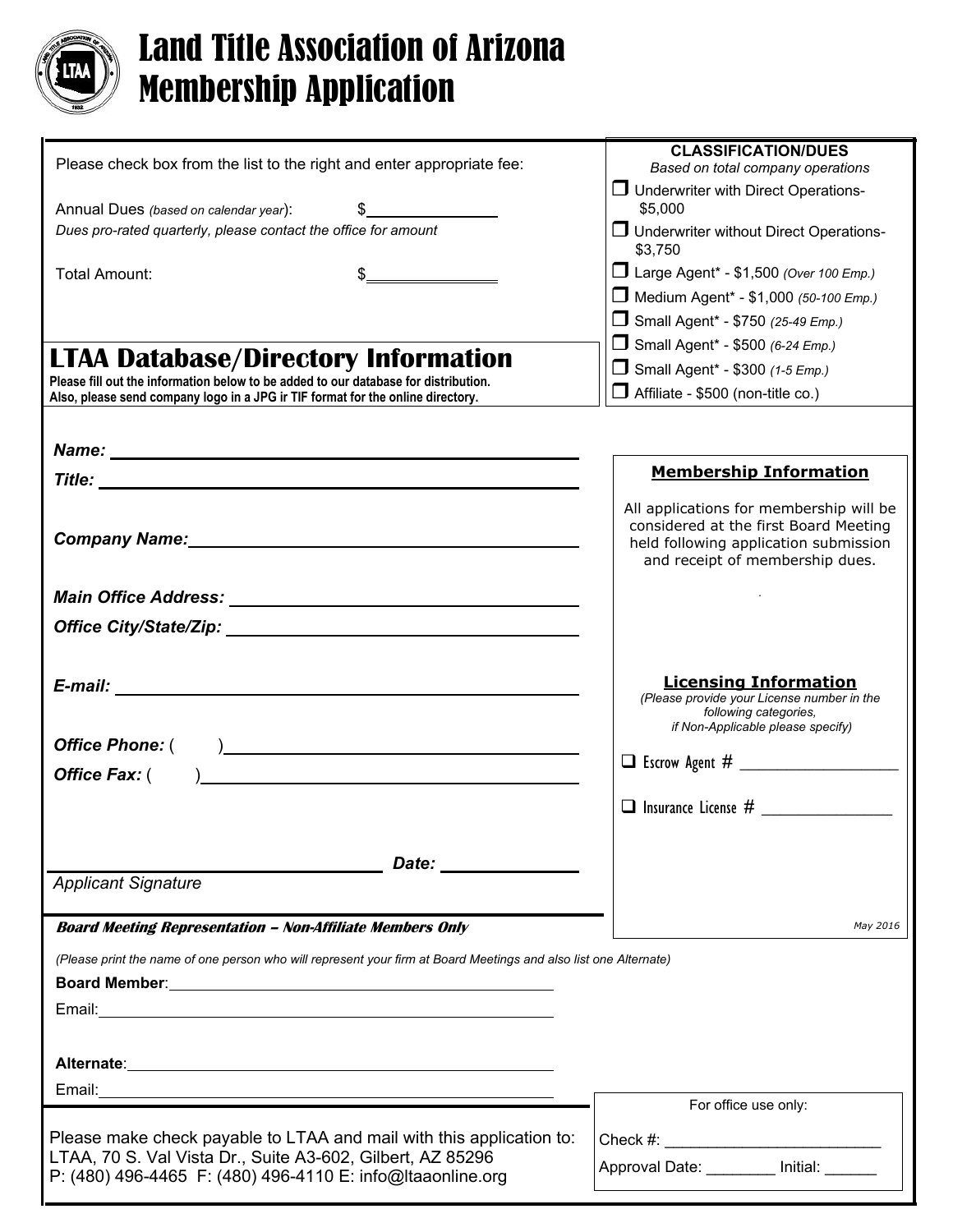# Land Title Association of Arizona
# Membership Application

Please check box from the list to the right and enter appropriate fee:

Annual Dues *(based on calendar year)*: $\_\_\_\_\_\_\_\_\_\_\_\_

*Dues pro-rated quarterly, please contact the office for amount*

Total Amount: $\_\_\_\_\_\_\_\_\_\_\_\_

**CLASSIFICATION/DUES**
*Based on total company operations*

- ☐ Underwriter with Direct Operations- $5,000
- ☐ Underwriter without Direct Operations- $3,750
- ☐ Large Agent* - $1,500 *(Over 100 Emp.)*
- ☐ Medium Agent* - $1,000 *(50-100 Emp.)*
- ☐ Small Agent* - $750 *(25-49 Emp.)*
- ☐ Small Agent* - $500 *(6-24 Emp.)*
- ☐ Small Agent* - $300 *(1-5 Emp.)*
- ☐ Affiliate - $500 (non-title co.)

## LTAA Database/Directory Information

**Please fill out the information below to be added to our database for distribution. Also, please send company logo in a JPG ir TIF format for the online directory.**

***Name:*** \_\_\_\_\_\_\_\_\_\_\_\_\_\_\_\_\_\_\_\_

***Title:*** \_\_\_\_\_\_\_\_\_\_\_\_\_\_\_\_\_\_\_\_

***Company Name:*** \_\_\_\_\_\_\_\_\_\_\_\_\_\_\_\_\_\_\_\_

***Main Office Address:*** \_\_\_\_\_\_\_\_\_\_\_\_\_\_\_\_\_\_\_\_

***Office City/State/Zip:*** \_\_\_\_\_\_\_\_\_\_\_\_\_\_\_\_\_\_\_\_

***E-mail:*** \_\_\_\_\_\_\_\_\_\_\_\_\_\_\_\_\_\_\_\_

***Office Phone:*** ( ) \_\_\_\_\_\_\_\_\_\_\_\_\_\_\_\_\_\_\_\_

***Office Fax:*** ( ) \_\_\_\_\_\_\_\_\_\_\_\_\_\_\_\_\_\_\_\_

\_\_\_\_\_\_\_\_\_\_\_\_\_\_\_\_\_\_\_\_ ***Date:*** \_\_\_\_\_\_\_\_\_\_

*Applicant Signature*

**Membership Information**

All applications for membership will be considered at the first Board Meeting held following application submission and receipt of membership dues.

**Licensing Information**

*(Please provide your License number in the following categories, if Non-Applicable please specify)*

- ☐ Escrow Agent # \_\_\_\_\_\_\_\_\_\_\_\_\_\_\_\_
- ☐ Insurance License # \_\_\_\_\_\_\_\_\_\_\_\_\_\_

May 2016

***Board Meeting Representation – Non-Affiliate Members Only***

*(Please print the name of one person who will represent your firm at Board Meetings and also list one Alternate)*

**Board Member**: \_\_\_\_\_\_\_\_\_\_\_\_\_\_\_\_\_\_\_\_

Email: \_\_\_\_\_\_\_\_\_\_\_\_\_\_\_\_\_\_\_\_

**Alternate**: \_\_\_\_\_\_\_\_\_\_\_\_\_\_\_\_\_\_\_\_

Email: \_\_\_\_\_\_\_\_\_\_\_\_\_\_\_\_\_\_\_\_

Please make check payable to LTAA and mail with this application to:
LTAA, 70 S. Val Vista Dr., Suite A3-602, Gilbert, AZ 85296
P: (480) 496-4465 F: (480) 496-4110 E: info@ltaaonline.org

For office use only:

Check #: \_\_\_\_\_\_\_\_\_\_\_\_\_\_\_\_\_\_\_\_

Approval Date: \_\_\_\_\_\_\_\_ Initial: \_\_\_\_\_\_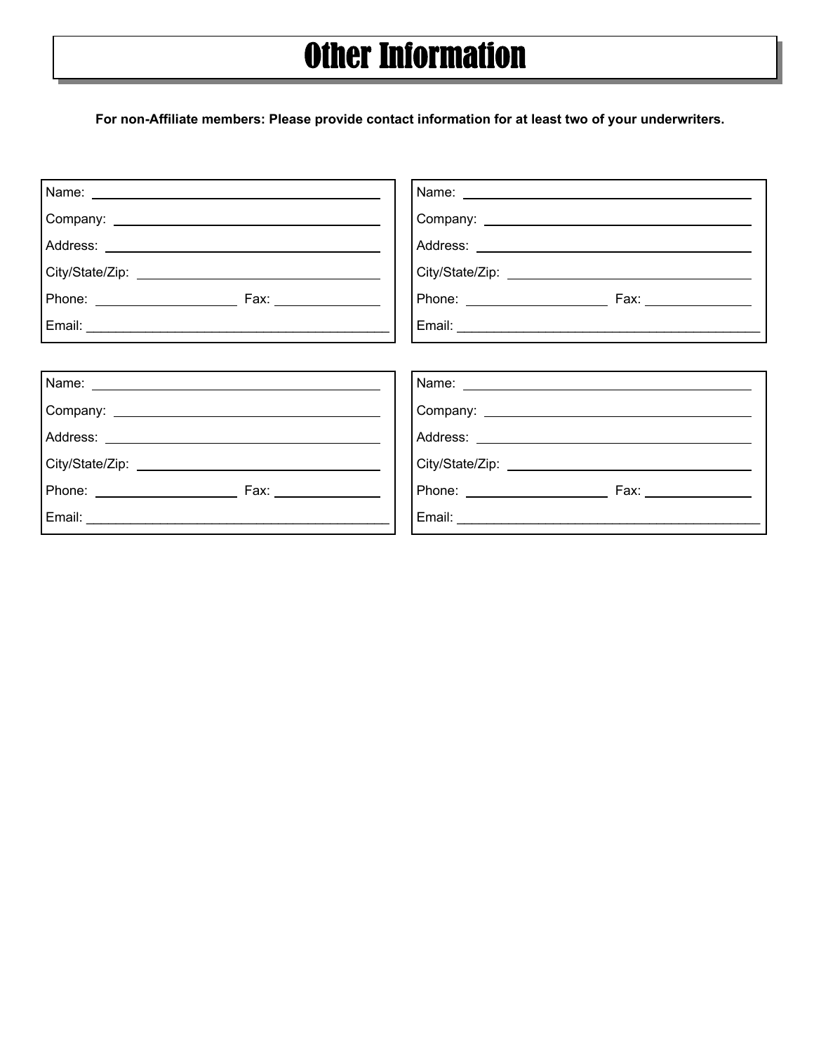# Other Information

**For non-Affiliate members: Please provide contact information for at least two of your underwriters.**

Name: ______________________________

Company: ______________________________

Address: ______________________________

City/State/Zip: ______________________________

Phone: ______________ Fax: ______________

Email: ______________________________

Name: ______________________________

Company: ______________________________

Address: ______________________________

City/State/Zip: ______________________________

Phone: ______________ Fax: ______________

Email: ______________________________

Name: ______________________________

Company: ______________________________

Address: ______________________________

City/State/Zip: ______________________________

Phone: ______________ Fax: ______________

Email: ______________________________

Name: ______________________________

Company: ______________________________

Address: ______________________________

City/State/Zip: ______________________________

Phone: ______________ Fax: ______________

Email: ______________________________